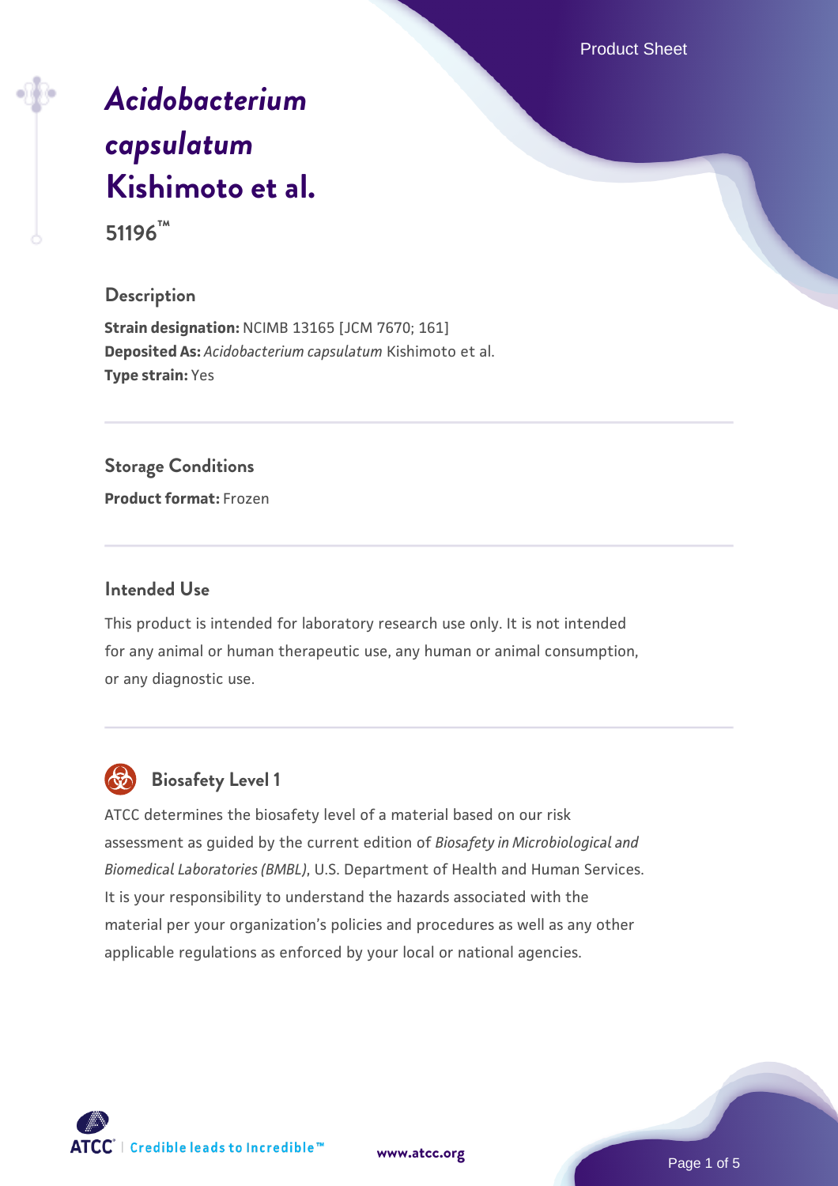# *Acidobacterium capsulatum* Kishimoto et al.

**51196™**

## Description

**Strain designation:** NCIMB 13165 [JCM 7670; 161]
**Deposited As:** *Acidobacterium capsulatum* Kishimoto et al.
**Type strain:** Yes

## Storage Conditions

**Product format:** Frozen

## Intended Use

This product is intended for laboratory research use only. It is not intended for any animal or human therapeutic use, any human or animal consumption, or any diagnostic use.

## Biosafety Level 1

ATCC determines the biosafety level of a material based on our risk assessment as guided by the current edition of *Biosafety in Microbiological and Biomedical Laboratories (BMBL)*, U.S. Department of Health and Human Services. It is your responsibility to understand the hazards associated with the material per your organization's policies and procedures as well as any other applicable regulations as enforced by your local or national agencies.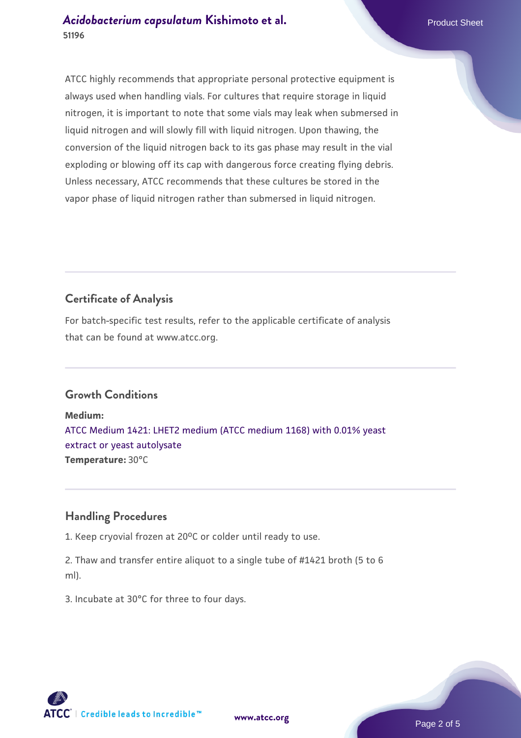ATCC highly recommends that appropriate personal protective equipment is always used when handling vials. For cultures that require storage in liquid nitrogen, it is important to note that some vials may leak when submersed in liquid nitrogen and will slowly fill with liquid nitrogen. Upon thawing, the conversion of the liquid nitrogen back to its gas phase may result in the vial exploding or blowing off its cap with dangerous force creating flying debris. Unless necessary, ATCC recommends that these cultures be stored in the vapor phase of liquid nitrogen rather than submersed in liquid nitrogen.

## Certificate of Analysis

For batch-specific test results, refer to the applicable certificate of analysis that can be found at www.atcc.org.

## Growth Conditions

**Medium:**
ATCC Medium 1421: LHET2 medium (ATCC medium 1168) with 0.01% yeast extract or yeast autolysate
**Temperature:** 30°C

## Handling Procedures

1. Keep cryovial frozen at 20ºC or colder until ready to use.

2. Thaw and transfer entire aliquot to a single tube of #1421 broth (5 to 6 ml).

3. Incubate at 30°C for three to four days.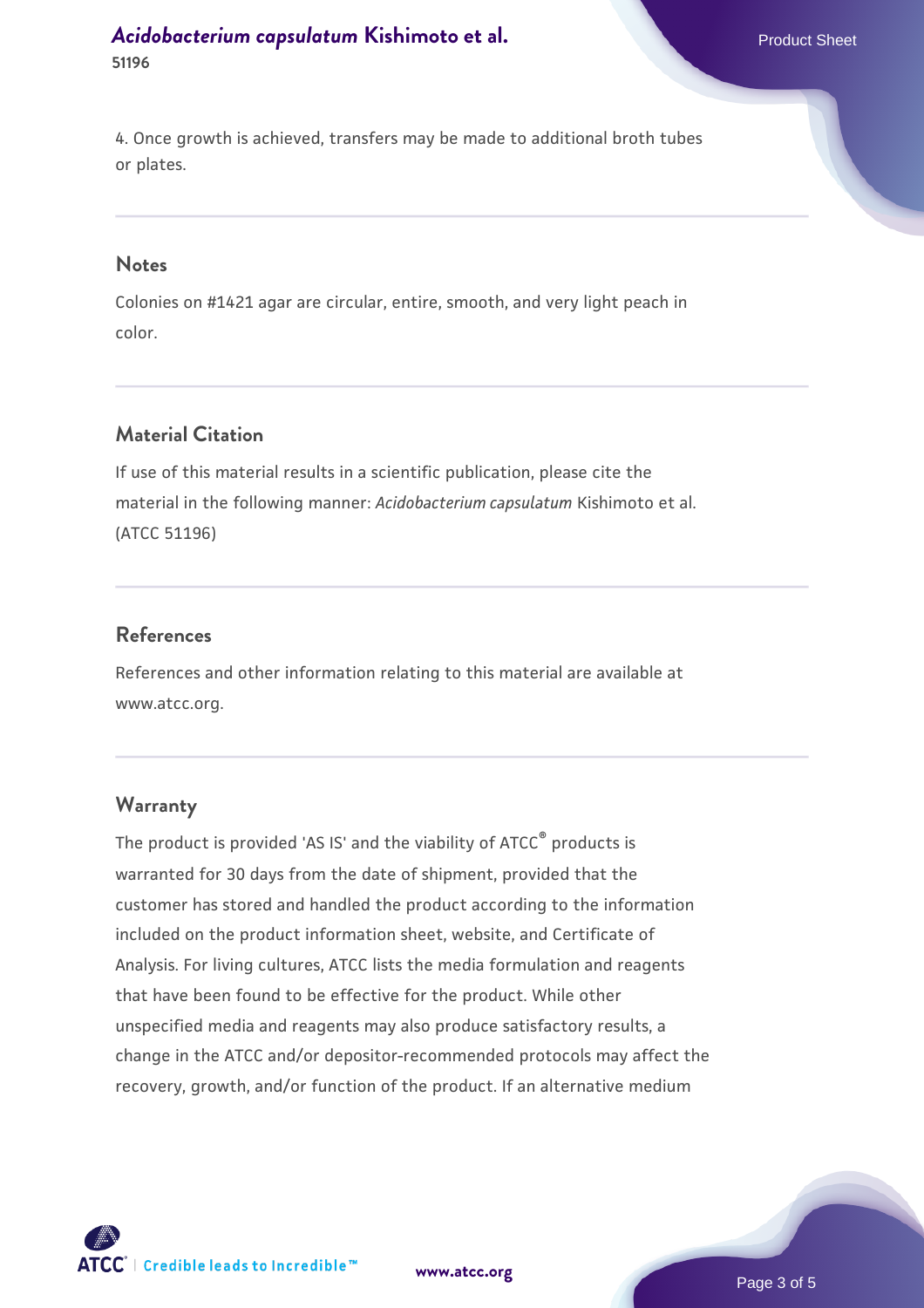4. Once growth is achieved, transfers may be made to additional broth tubes or plates.

## Notes

Colonies on #1421 agar are circular, entire, smooth, and very light peach in color.

## Material Citation

If use of this material results in a scientific publication, please cite the material in the following manner: *Acidobacterium capsulatum* Kishimoto et al. (ATCC 51196)

## References

References and other information relating to this material are available at www.atcc.org.

## Warranty

The product is provided 'AS IS' and the viability of ATCC® products is warranted for 30 days from the date of shipment, provided that the customer has stored and handled the product according to the information included on the product information sheet, website, and Certificate of Analysis. For living cultures, ATCC lists the media formulation and reagents that have been found to be effective for the product. While other unspecified media and reagents may also produce satisfactory results, a change in the ATCC and/or depositor-recommended protocols may affect the recovery, growth, and/or function of the product. If an alternative medium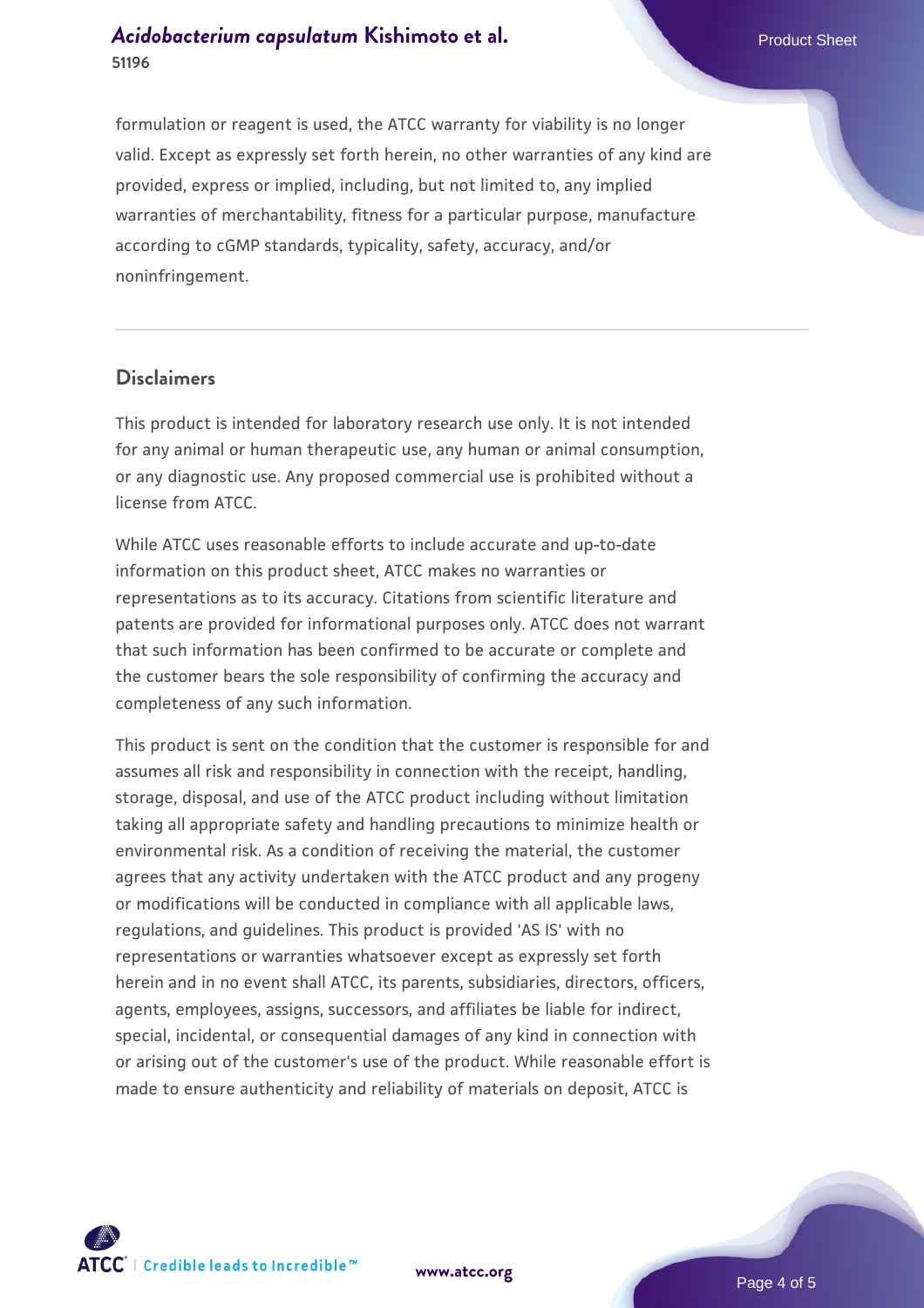formulation or reagent is used, the ATCC warranty for viability is no longer valid. Except as expressly set forth herein, no other warranties of any kind are provided, express or implied, including, but not limited to, any implied warranties of merchantability, fitness for a particular purpose, manufacture according to cGMP standards, typicality, safety, accuracy, and/or noninfringement.

## Disclaimers

This product is intended for laboratory research use only. It is not intended for any animal or human therapeutic use, any human or animal consumption, or any diagnostic use. Any proposed commercial use is prohibited without a license from ATCC.

While ATCC uses reasonable efforts to include accurate and up-to-date information on this product sheet, ATCC makes no warranties or representations as to its accuracy. Citations from scientific literature and patents are provided for informational purposes only. ATCC does not warrant that such information has been confirmed to be accurate or complete and the customer bears the sole responsibility of confirming the accuracy and completeness of any such information.

This product is sent on the condition that the customer is responsible for and assumes all risk and responsibility in connection with the receipt, handling, storage, disposal, and use of the ATCC product including without limitation taking all appropriate safety and handling precautions to minimize health or environmental risk. As a condition of receiving the material, the customer agrees that any activity undertaken with the ATCC product and any progeny or modifications will be conducted in compliance with all applicable laws, regulations, and guidelines. This product is provided 'AS IS' with no representations or warranties whatsoever except as expressly set forth herein and in no event shall ATCC, its parents, subsidiaries, directors, officers, agents, employees, assigns, successors, and affiliates be liable for indirect, special, incidental, or consequential damages of any kind in connection with or arising out of the customer's use of the product. While reasonable effort is made to ensure authenticity and reliability of materials on deposit, ATCC is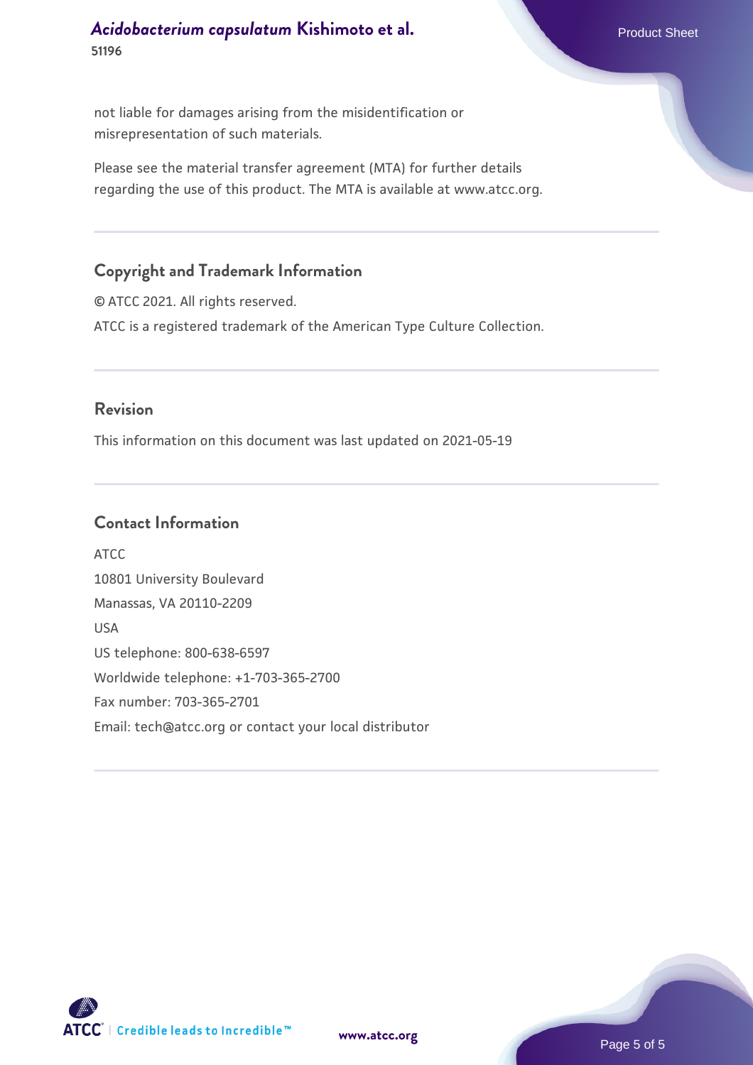not liable for damages arising from the misidentification or misrepresentation of such materials.

Please see the material transfer agreement (MTA) for further details regarding the use of this product. The MTA is available at www.atcc.org.

## Copyright and Trademark Information

© ATCC 2021. All rights reserved.

ATCC is a registered trademark of the American Type Culture Collection.

## Revision

This information on this document was last updated on 2021-05-19

## Contact Information

ATCC
10801 University Boulevard
Manassas, VA 20110-2209
USA
US telephone: 800-638-6597
Worldwide telephone: +1-703-365-2700
Fax number: 703-365-2701
Email: tech@atcc.org or contact your local distributor